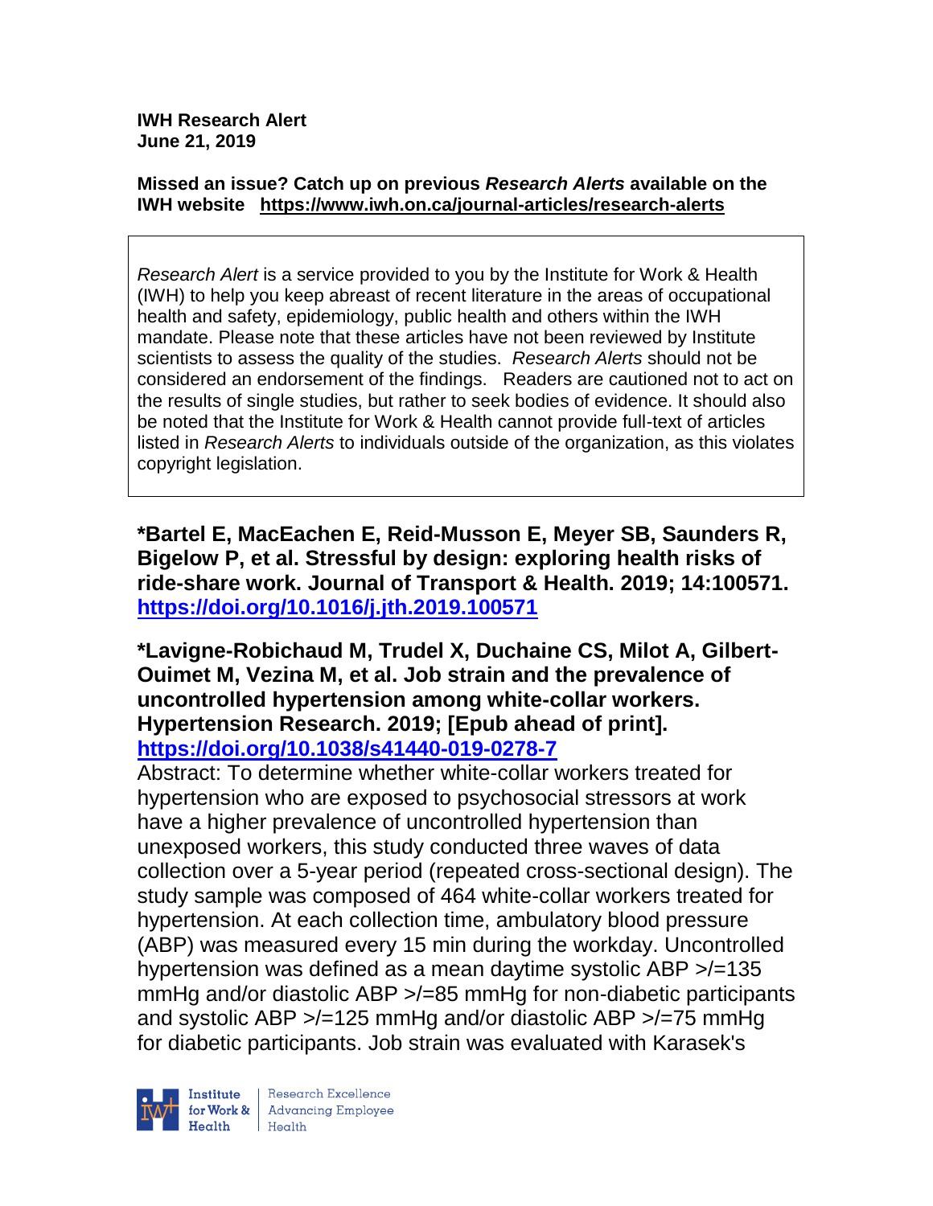**IWH Research Alert**
**June 21, 2019**

**Missed an issue? Catch up on previous *Research Alerts* available on the IWH website** **https://www.iwh.on.ca/journal-articles/research-alerts**

*Research Alert* is a service provided to you by the Institute for Work & Health (IWH) to help you keep abreast of recent literature in the areas of occupational health and safety, epidemiology, public health and others within the IWH mandate. Please note that these articles have not been reviewed by Institute scientists to assess the quality of the studies. *Research Alerts* should not be considered an endorsement of the findings. Readers are cautioned not to act on the results of single studies, but rather to seek bodies of evidence. It should also be noted that the Institute for Work & Health cannot provide full-text of articles listed in *Research Alerts* to individuals outside of the organization, as this violates copyright legislation.

**\*Bartel E, MacEachen E, Reid-Musson E, Meyer SB, Saunders R, Bigelow P, et al. Stressful by design: exploring health risks of ride-share work. Journal of Transport & Health. 2019; 14:100571.** **https://doi.org/10.1016/j.jth.2019.100571**

**\*Lavigne-Robichaud M, Trudel X, Duchaine CS, Milot A, Gilbert-Ouimet M, Vezina M, et al. Job strain and the prevalence of uncontrolled hypertension among white-collar workers. Hypertension Research. 2019; [Epub ahead of print].** **https://doi.org/10.1038/s41440-019-0278-7**

Abstract: To determine whether white-collar workers treated for hypertension who are exposed to psychosocial stressors at work have a higher prevalence of uncontrolled hypertension than unexposed workers, this study conducted three waves of data collection over a 5-year period (repeated cross-sectional design). The study sample was composed of 464 white-collar workers treated for hypertension. At each collection time, ambulatory blood pressure (ABP) was measured every 15 min during the workday. Uncontrolled hypertension was defined as a mean daytime systolic ABP >/=135 mmHg and/or diastolic ABP >/=85 mmHg for non-diabetic participants and systolic ABP >/=125 mmHg and/or diastolic ABP >/=75 mmHg for diabetic participants. Job strain was evaluated with Karasek's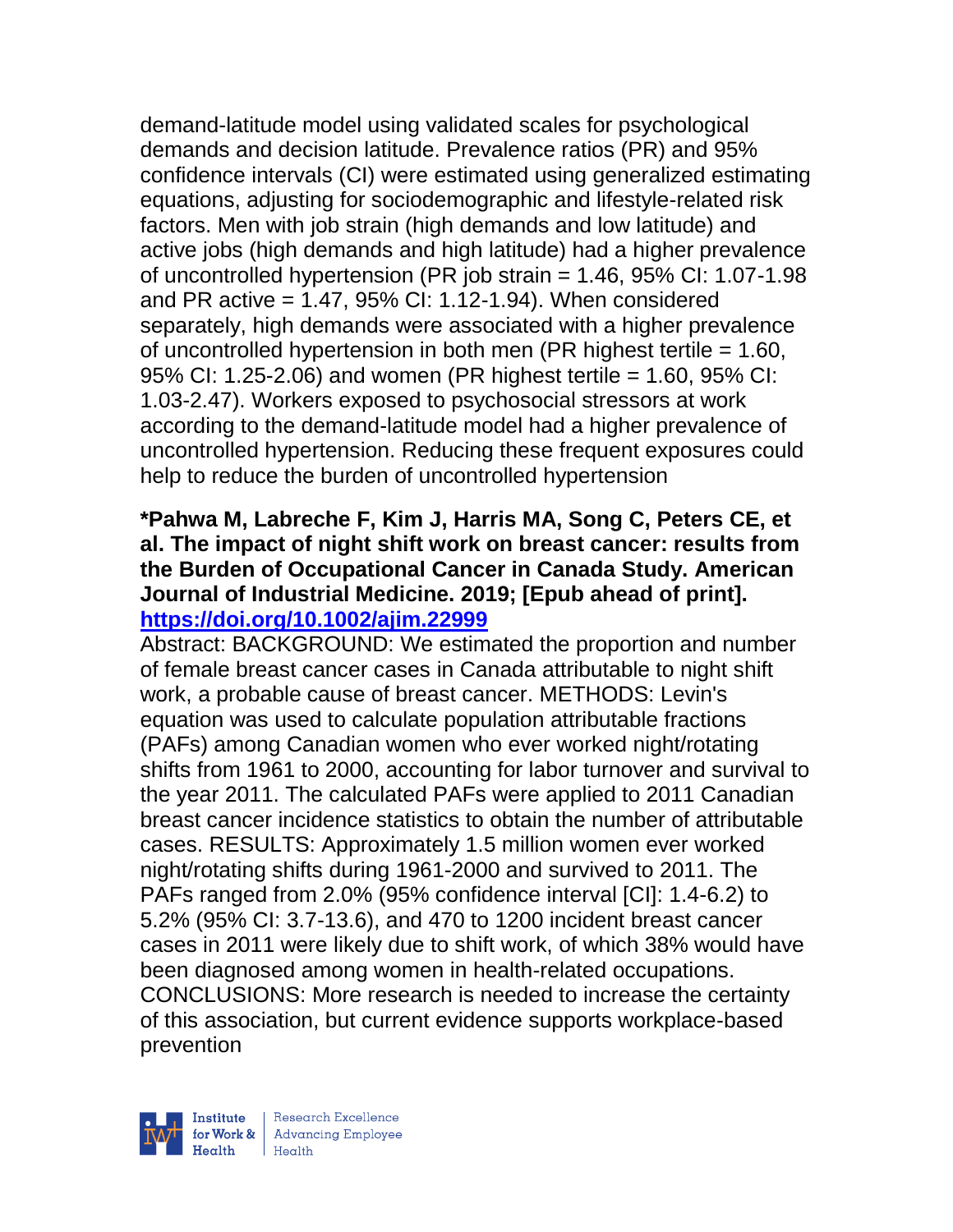demand-latitude model using validated scales for psychological demands and decision latitude. Prevalence ratios (PR) and 95% confidence intervals (CI) were estimated using generalized estimating equations, adjusting for sociodemographic and lifestyle-related risk factors. Men with job strain (high demands and low latitude) and active jobs (high demands and high latitude) had a higher prevalence of uncontrolled hypertension (PR job strain = 1.46, 95% CI: 1.07-1.98 and PR active = 1.47, 95% CI: 1.12-1.94). When considered separately, high demands were associated with a higher prevalence of uncontrolled hypertension in both men (PR highest tertile = 1.60, 95% CI: 1.25-2.06) and women (PR highest tertile = 1.60, 95% CI: 1.03-2.47). Workers exposed to psychosocial stressors at work according to the demand-latitude model had a higher prevalence of uncontrolled hypertension. Reducing these frequent exposures could help to reduce the burden of uncontrolled hypertension

**\*Pahwa M, Labreche F, Kim J, Harris MA, Song C, Peters CE, et al. The impact of night shift work on breast cancer: results from the Burden of Occupational Cancer in Canada Study. American Journal of Industrial Medicine. 2019; [Epub ahead of print].**
**https://doi.org/10.1002/ajim.22999**

Abstract: BACKGROUND: We estimated the proportion and number of female breast cancer cases in Canada attributable to night shift work, a probable cause of breast cancer. METHODS: Levin's equation was used to calculate population attributable fractions (PAFs) among Canadian women who ever worked night/rotating shifts from 1961 to 2000, accounting for labor turnover and survival to the year 2011. The calculated PAFs were applied to 2011 Canadian breast cancer incidence statistics to obtain the number of attributable cases. RESULTS: Approximately 1.5 million women ever worked night/rotating shifts during 1961-2000 and survived to 2011. The PAFs ranged from 2.0% (95% confidence interval [CI]: 1.4-6.2) to 5.2% (95% CI: 3.7-13.6), and 470 to 1200 incident breast cancer cases in 2011 were likely due to shift work, of which 38% would have been diagnosed among women in health-related occupations. CONCLUSIONS: More research is needed to increase the certainty of this association, but current evidence supports workplace-based prevention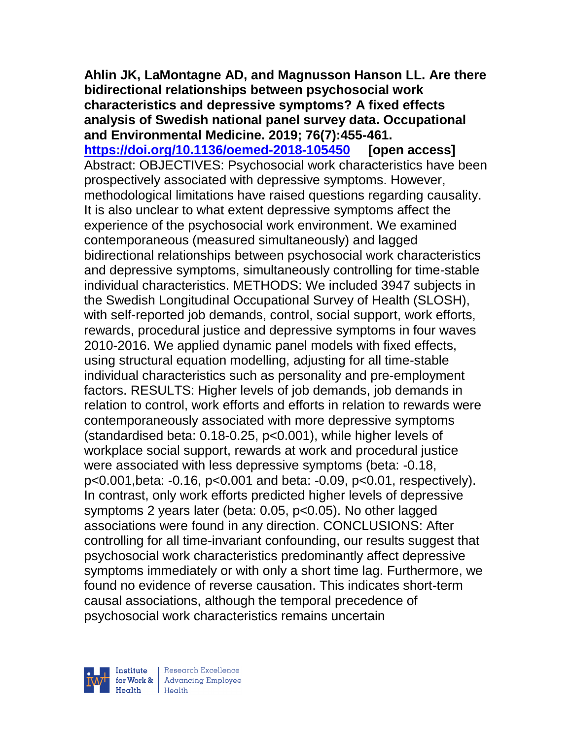**Ahlin JK, LaMontagne AD, and Magnusson Hanson LL. Are there bidirectional relationships between psychosocial work characteristics and depressive symptoms? A fixed effects analysis of Swedish national panel survey data. Occupational and Environmental Medicine. 2019; 76(7):455-461.**
**https://doi.org/10.1136/oemed-2018-105450** **[open access]**
Abstract: OBJECTIVES: Psychosocial work characteristics have been prospectively associated with depressive symptoms. However, methodological limitations have raised questions regarding causality. It is also unclear to what extent depressive symptoms affect the experience of the psychosocial work environment. We examined contemporaneous (measured simultaneously) and lagged bidirectional relationships between psychosocial work characteristics and depressive symptoms, simultaneously controlling for time-stable individual characteristics. METHODS: We included 3947 subjects in the Swedish Longitudinal Occupational Survey of Health (SLOSH), with self-reported job demands, control, social support, work efforts, rewards, procedural justice and depressive symptoms in four waves 2010-2016. We applied dynamic panel models with fixed effects, using structural equation modelling, adjusting for all time-stable individual characteristics such as personality and pre-employment factors. RESULTS: Higher levels of job demands, job demands in relation to control, work efforts and efforts in relation to rewards were contemporaneously associated with more depressive symptoms (standardised beta: 0.18-0.25, $p<0.001$), while higher levels of workplace social support, rewards at work and procedural justice were associated with less depressive symptoms (beta: -0.18, $p<0.001$, beta: -0.16, $p<0.001$ and beta: -0.09, $p<0.01$, respectively). In contrast, only work efforts predicted higher levels of depressive symptoms 2 years later (beta: 0.05, $p<0.05$). No other lagged associations were found in any direction. CONCLUSIONS: After controlling for all time-invariant confounding, our results suggest that psychosocial work characteristics predominantly affect depressive symptoms immediately or with only a short time lag. Furthermore, we found no evidence of reverse causation. This indicates short-term causal associations, although the temporal precedence of psychosocial work characteristics remains uncertain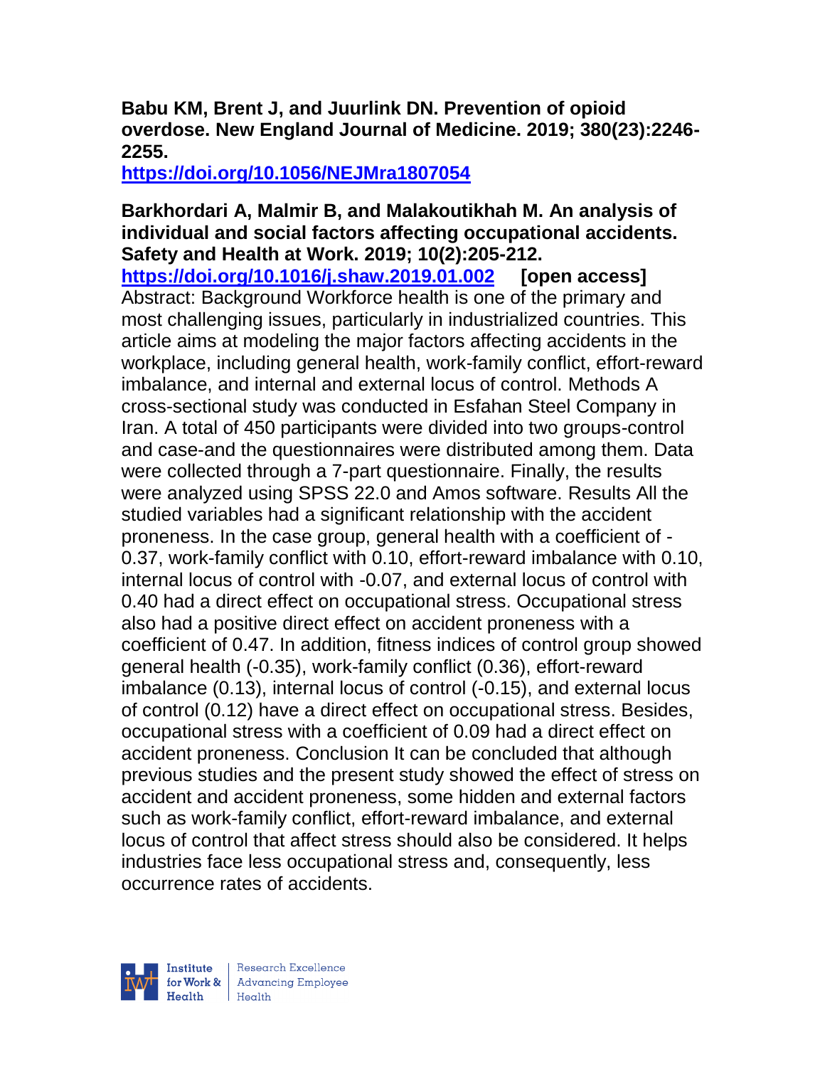**Babu KM, Brent J, and Juurlink DN. Prevention of opioid overdose. New England Journal of Medicine. 2019; 380(23):2246-2255.**
**https://doi.org/10.1056/NEJMra1807054**

**Barkhordari A, Malmir B, and Malakoutikhah M. An analysis of individual and social factors affecting occupational accidents. Safety and Health at Work. 2019; 10(2):205-212.**
**https://doi.org/10.1016/j.shaw.2019.01.002 [open access]**
Abstract: Background Workforce health is one of the primary and most challenging issues, particularly in industrialized countries. This article aims at modeling the major factors affecting accidents in the workplace, including general health, work-family conflict, effort-reward imbalance, and internal and external locus of control. Methods A cross-sectional study was conducted in Esfahan Steel Company in Iran. A total of 450 participants were divided into two groups-control and case-and the questionnaires were distributed among them. Data were collected through a 7-part questionnaire. Finally, the results were analyzed using SPSS 22.0 and Amos software. Results All the studied variables had a significant relationship with the accident proneness. In the case group, general health with a coefficient of -0.37, work-family conflict with 0.10, effort-reward imbalance with 0.10, internal locus of control with -0.07, and external locus of control with 0.40 had a direct effect on occupational stress. Occupational stress also had a positive direct effect on accident proneness with a coefficient of 0.47. In addition, fitness indices of control group showed general health (-0.35), work-family conflict (0.36), effort-reward imbalance (0.13), internal locus of control (-0.15), and external locus of control (0.12) have a direct effect on occupational stress. Besides, occupational stress with a coefficient of 0.09 had a direct effect on accident proneness. Conclusion It can be concluded that although previous studies and the present study showed the effect of stress on accident and accident proneness, some hidden and external factors such as work-family conflict, effort-reward imbalance, and external locus of control that affect stress should also be considered. It helps industries face less occupational stress and, consequently, less occurrence rates of accidents.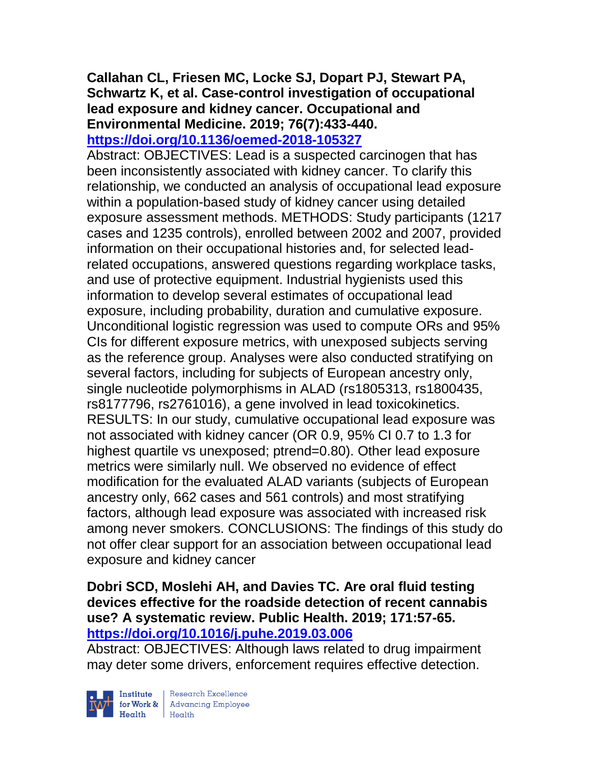**Callahan CL, Friesen MC, Locke SJ, Dopart PJ, Stewart PA, Schwartz K, et al. Case-control investigation of occupational lead exposure and kidney cancer. Occupational and Environmental Medicine. 2019; 76(7):433-440. https://doi.org/10.1136/oemed-2018-105327**

Abstract: OBJECTIVES: Lead is a suspected carcinogen that has been inconsistently associated with kidney cancer. To clarify this relationship, we conducted an analysis of occupational lead exposure within a population-based study of kidney cancer using detailed exposure assessment methods. METHODS: Study participants (1217 cases and 1235 controls), enrolled between 2002 and 2007, provided information on their occupational histories and, for selected lead-related occupations, answered questions regarding workplace tasks, and use of protective equipment. Industrial hygienists used this information to develop several estimates of occupational lead exposure, including probability, duration and cumulative exposure. Unconditional logistic regression was used to compute ORs and 95% CIs for different exposure metrics, with unexposed subjects serving as the reference group. Analyses were also conducted stratifying on several factors, including for subjects of European ancestry only, single nucleotide polymorphisms in ALAD (rs1805313, rs1800435, rs8177796, rs2761016), a gene involved in lead toxicokinetics. RESULTS: In our study, cumulative occupational lead exposure was not associated with kidney cancer (OR 0.9, 95% CI 0.7 to 1.3 for highest quartile vs unexposed; ptrend=0.80). Other lead exposure metrics were similarly null. We observed no evidence of effect modification for the evaluated ALAD variants (subjects of European ancestry only, 662 cases and 561 controls) and most stratifying factors, although lead exposure was associated with increased risk among never smokers. CONCLUSIONS: The findings of this study do not offer clear support for an association between occupational lead exposure and kidney cancer

**Dobri SCD, Moslehi AH, and Davies TC. Are oral fluid testing devices effective for the roadside detection of recent cannabis use? A systematic review. Public Health. 2019; 171:57-65. https://doi.org/10.1016/j.puhe.2019.03.006**

Abstract: OBJECTIVES: Although laws related to drug impairment may deter some drivers, enforcement requires effective detection.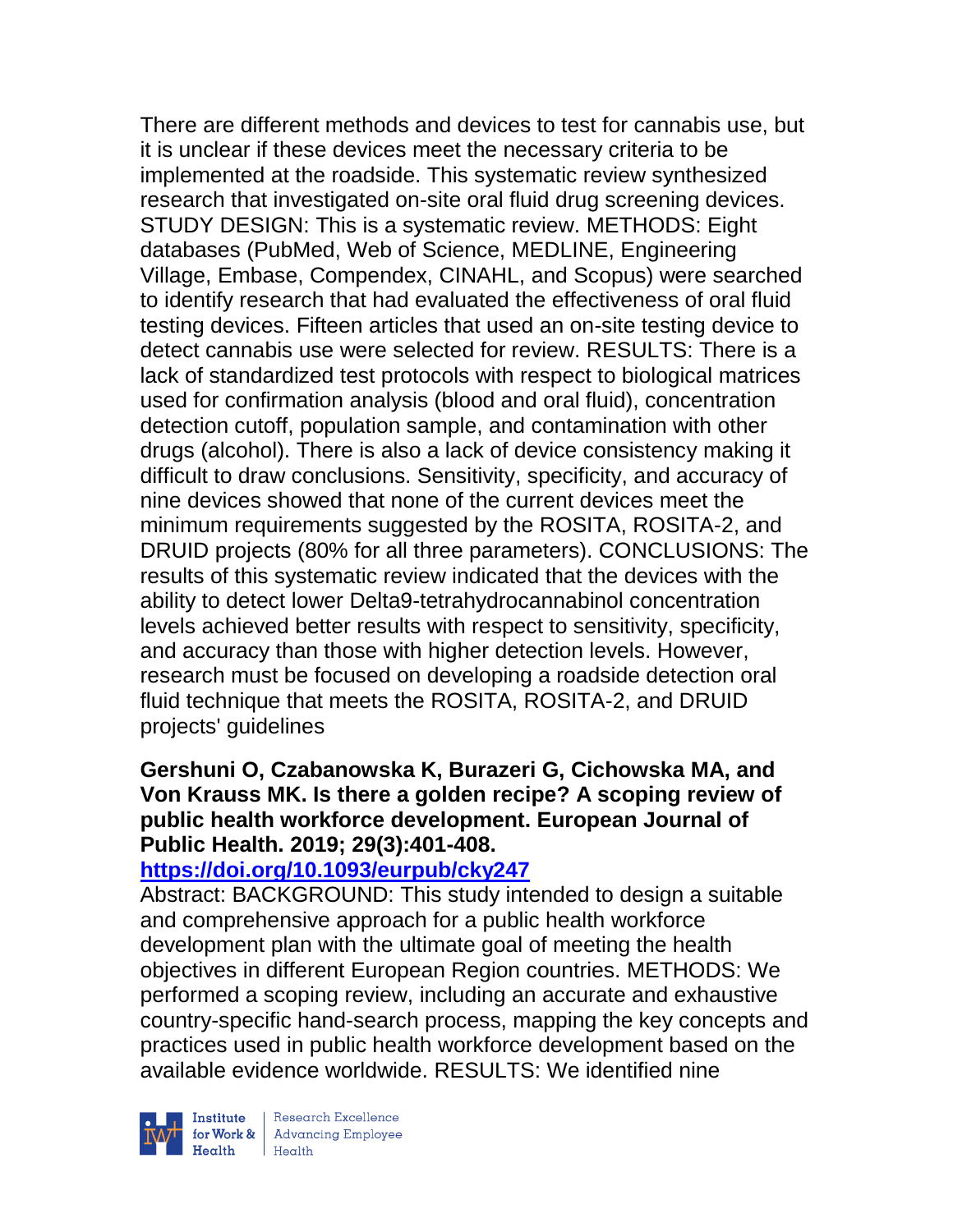There are different methods and devices to test for cannabis use, but it is unclear if these devices meet the necessary criteria to be implemented at the roadside. This systematic review synthesized research that investigated on-site oral fluid drug screening devices. STUDY DESIGN: This is a systematic review. METHODS: Eight databases (PubMed, Web of Science, MEDLINE, Engineering Village, Embase, Compendex, CINAHL, and Scopus) were searched to identify research that had evaluated the effectiveness of oral fluid testing devices. Fifteen articles that used an on-site testing device to detect cannabis use were selected for review. RESULTS: There is a lack of standardized test protocols with respect to biological matrices used for confirmation analysis (blood and oral fluid), concentration detection cutoff, population sample, and contamination with other drugs (alcohol). There is also a lack of device consistency making it difficult to draw conclusions. Sensitivity, specificity, and accuracy of nine devices showed that none of the current devices meet the minimum requirements suggested by the ROSITA, ROSITA-2, and DRUID projects (80% for all three parameters). CONCLUSIONS: The results of this systematic review indicated that the devices with the ability to detect lower Delta9-tetrahydrocannabinol concentration levels achieved better results with respect to sensitivity, specificity, and accuracy than those with higher detection levels. However, research must be focused on developing a roadside detection oral fluid technique that meets the ROSITA, ROSITA-2, and DRUID projects' guidelines

**Gershuni O, Czabanowska K, Burazeri G, Cichowska MA, and Von Krauss MK. Is there a golden recipe? A scoping review of public health workforce development. European Journal of Public Health. 2019; 29(3):401-408.**

**https://doi.org/10.1093/eurpub/cky247**

Abstract: BACKGROUND: This study intended to design a suitable and comprehensive approach for a public health workforce development plan with the ultimate goal of meeting the health objectives in different European Region countries. METHODS: We performed a scoping review, including an accurate and exhaustive country-specific hand-search process, mapping the key concepts and practices used in public health workforce development based on the available evidence worldwide. RESULTS: We identified nine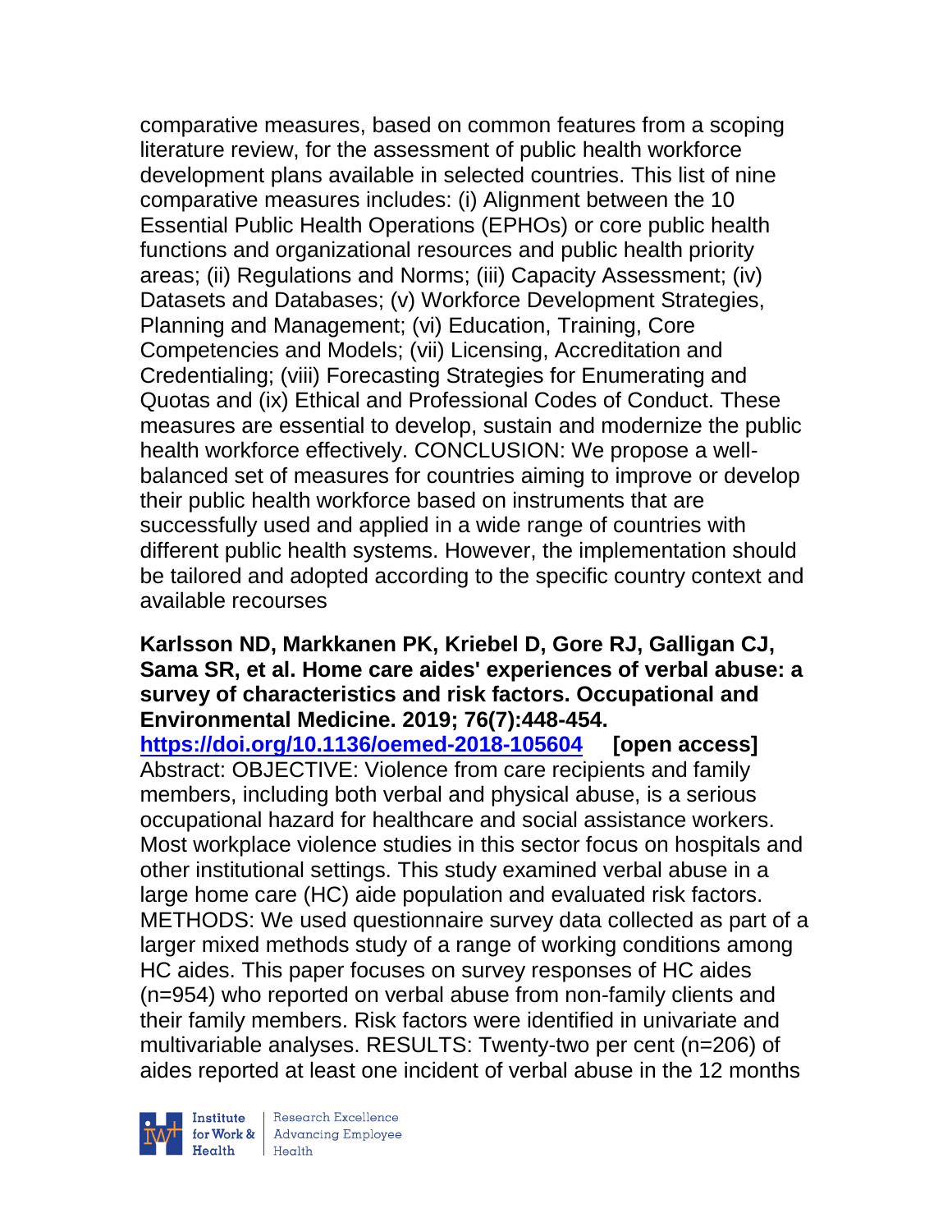comparative measures, based on common features from a scoping literature review, for the assessment of public health workforce development plans available in selected countries. This list of nine comparative measures includes: (i) Alignment between the 10 Essential Public Health Operations (EPHOs) or core public health functions and organizational resources and public health priority areas; (ii) Regulations and Norms; (iii) Capacity Assessment; (iv) Datasets and Databases; (v) Workforce Development Strategies, Planning and Management; (vi) Education, Training, Core Competencies and Models; (vii) Licensing, Accreditation and Credentialing; (viii) Forecasting Strategies for Enumerating and Quotas and (ix) Ethical and Professional Codes of Conduct. These measures are essential to develop, sustain and modernize the public health workforce effectively. CONCLUSION: We propose a well-balanced set of measures for countries aiming to improve or develop their public health workforce based on instruments that are successfully used and applied in a wide range of countries with different public health systems. However, the implementation should be tailored and adopted according to the specific country context and available recourses

**Karlsson ND, Markkanen PK, Kriebel D, Gore RJ, Galligan CJ, Sama SR, et al. Home care aides' experiences of verbal abuse: a survey of characteristics and risk factors. Occupational and Environmental Medicine. 2019; 76(7):448-454.**
**https://doi.org/10.1136/oemed-2018-105604** **[open access]**
Abstract: OBJECTIVE: Violence from care recipients and family members, including both verbal and physical abuse, is a serious occupational hazard for healthcare and social assistance workers. Most workplace violence studies in this sector focus on hospitals and other institutional settings. This study examined verbal abuse in a large home care (HC) aide population and evaluated risk factors. METHODS: We used questionnaire survey data collected as part of a larger mixed methods study of a range of working conditions among HC aides. This paper focuses on survey responses of HC aides (n=954) who reported on verbal abuse from non-family clients and their family members. Risk factors were identified in univariate and multivariable analyses. RESULTS: Twenty-two per cent (n=206) of aides reported at least one incident of verbal abuse in the 12 months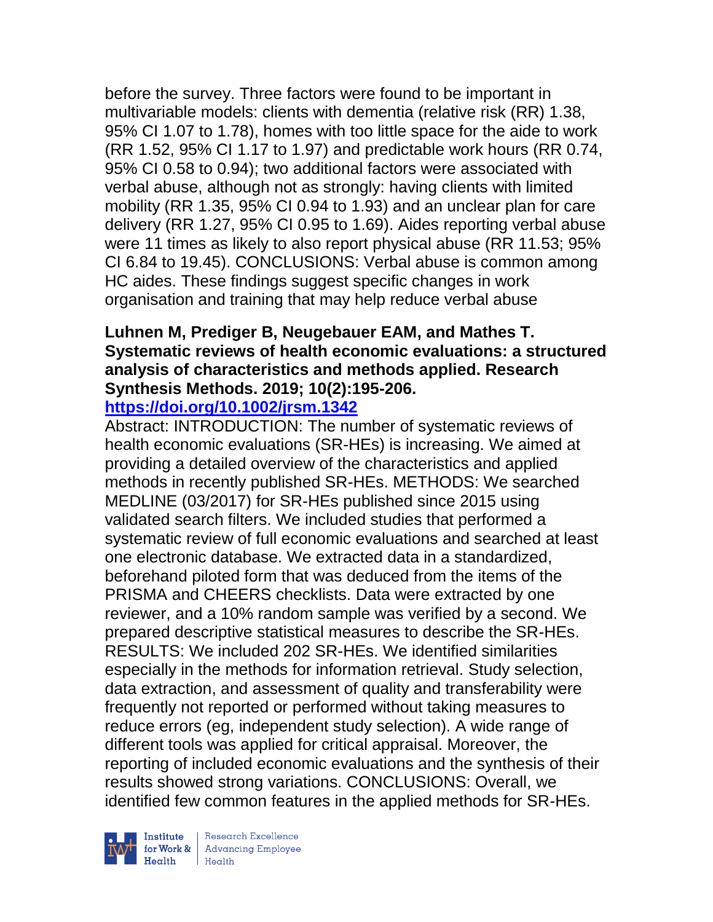before the survey. Three factors were found to be important in multivariable models: clients with dementia (relative risk (RR) 1.38, 95% CI 1.07 to 1.78), homes with too little space for the aide to work (RR 1.52, 95% CI 1.17 to 1.97) and predictable work hours (RR 0.74, 95% CI 0.58 to 0.94); two additional factors were associated with verbal abuse, although not as strongly: having clients with limited mobility (RR 1.35, 95% CI 0.94 to 1.93) and an unclear plan for care delivery (RR 1.27, 95% CI 0.95 to 1.69). Aides reporting verbal abuse were 11 times as likely to also report physical abuse (RR 11.53; 95% CI 6.84 to 19.45). CONCLUSIONS: Verbal abuse is common among HC aides. These findings suggest specific changes in work organisation and training that may help reduce verbal abuse

**Luhnen M, Prediger B, Neugebauer EAM, and Mathes T. Systematic reviews of health economic evaluations: a structured analysis of characteristics and methods applied. Research Synthesis Methods. 2019; 10(2):195-206.**
**https://doi.org/10.1002/jrsm.1342**

Abstract: INTRODUCTION: The number of systematic reviews of health economic evaluations (SR-HEs) is increasing. We aimed at providing a detailed overview of the characteristics and applied methods in recently published SR-HEs. METHODS: We searched MEDLINE (03/2017) for SR-HEs published since 2015 using validated search filters. We included studies that performed a systematic review of full economic evaluations and searched at least one electronic database. We extracted data in a standardized, beforehand piloted form that was deduced from the items of the PRISMA and CHEERS checklists. Data were extracted by one reviewer, and a 10% random sample was verified by a second. We prepared descriptive statistical measures to describe the SR-HEs. RESULTS: We included 202 SR-HEs. We identified similarities especially in the methods for information retrieval. Study selection, data extraction, and assessment of quality and transferability were frequently not reported or performed without taking measures to reduce errors (eg, independent study selection). A wide range of different tools was applied for critical appraisal. Moreover, the reporting of included economic evaluations and the synthesis of their results showed strong variations. CONCLUSIONS: Overall, we identified few common features in the applied methods for SR-HEs.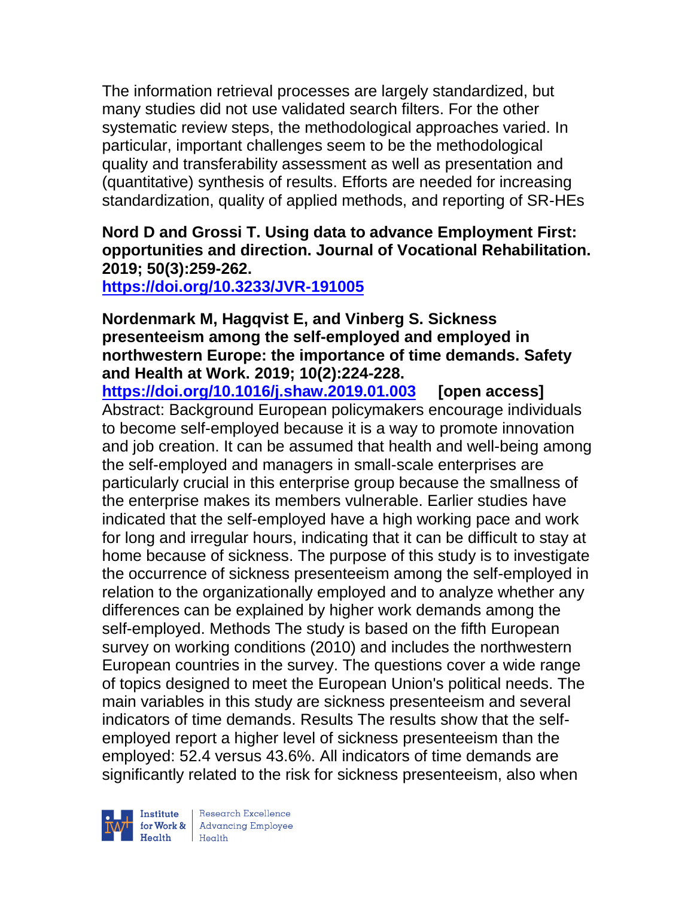The information retrieval processes are largely standardized, but many studies did not use validated search filters. For the other systematic review steps, the methodological approaches varied. In particular, important challenges seem to be the methodological quality and transferability assessment as well as presentation and (quantitative) synthesis of results. Efforts are needed for increasing standardization, quality of applied methods, and reporting of SR-HEs

**Nord D and Grossi T. Using data to advance Employment First: opportunities and direction. Journal of Vocational Rehabilitation. 2019; 50(3):259-262.**
**https://doi.org/10.3233/JVR-191005**

**Nordenmark M, Hagqvist E, and Vinberg S. Sickness presenteeism among the self-employed and employed in northwestern Europe: the importance of time demands. Safety and Health at Work. 2019; 10(2):224-228.**
**https://doi.org/10.1016/j.shaw.2019.01.003** **[open access]**
Abstract: Background European policymakers encourage individuals to become self-employed because it is a way to promote innovation and job creation. It can be assumed that health and well-being among the self-employed and managers in small-scale enterprises are particularly crucial in this enterprise group because the smallness of the enterprise makes its members vulnerable. Earlier studies have indicated that the self-employed have a high working pace and work for long and irregular hours, indicating that it can be difficult to stay at home because of sickness. The purpose of this study is to investigate the occurrence of sickness presenteeism among the self-employed in relation to the organizationally employed and to analyze whether any differences can be explained by higher work demands among the self-employed. Methods The study is based on the fifth European survey on working conditions (2010) and includes the northwestern European countries in the survey. The questions cover a wide range of topics designed to meet the European Union's political needs. The main variables in this study are sickness presenteeism and several indicators of time demands. Results The results show that the self-employed report a higher level of sickness presenteeism than the employed: 52.4 versus 43.6%. All indicators of time demands are significantly related to the risk for sickness presenteeism, also when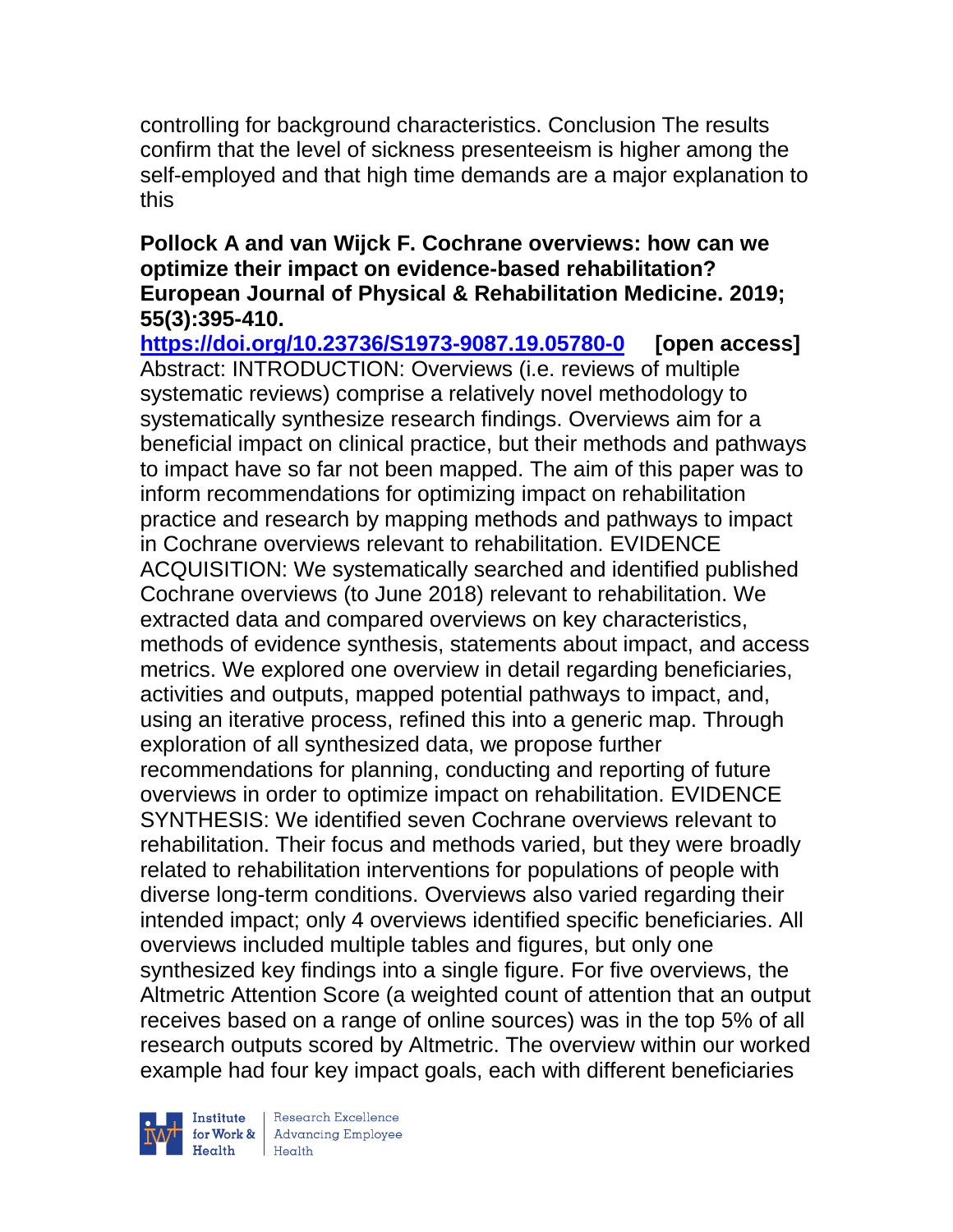controlling for background characteristics. Conclusion The results confirm that the level of sickness presenteeism is higher among the self-employed and that high time demands are a major explanation to this

**Pollock A and van Wijck F. Cochrane overviews: how can we optimize their impact on evidence-based rehabilitation? European Journal of Physical & Rehabilitation Medicine. 2019; 55(3):395-410.**

**https://doi.org/10.23736/S1973-9087.19.05780-0** **[open access]**
Abstract: INTRODUCTION: Overviews (i.e. reviews of multiple systematic reviews) comprise a relatively novel methodology to systematically synthesize research findings. Overviews aim for a beneficial impact on clinical practice, but their methods and pathways to impact have so far not been mapped. The aim of this paper was to inform recommendations for optimizing impact on rehabilitation practice and research by mapping methods and pathways to impact in Cochrane overviews relevant to rehabilitation. EVIDENCE ACQUISITION: We systematically searched and identified published Cochrane overviews (to June 2018) relevant to rehabilitation. We extracted data and compared overviews on key characteristics, methods of evidence synthesis, statements about impact, and access metrics. We explored one overview in detail regarding beneficiaries, activities and outputs, mapped potential pathways to impact, and, using an iterative process, refined this into a generic map. Through exploration of all synthesized data, we propose further recommendations for planning, conducting and reporting of future overviews in order to optimize impact on rehabilitation. EVIDENCE SYNTHESIS: We identified seven Cochrane overviews relevant to rehabilitation. Their focus and methods varied, but they were broadly related to rehabilitation interventions for populations of people with diverse long-term conditions. Overviews also varied regarding their intended impact; only 4 overviews identified specific beneficiaries. All overviews included multiple tables and figures, but only one synthesized key findings into a single figure. For five overviews, the Altmetric Attention Score (a weighted count of attention that an output receives based on a range of online sources) was in the top 5% of all research outputs scored by Altmetric. The overview within our worked example had four key impact goals, each with different beneficiaries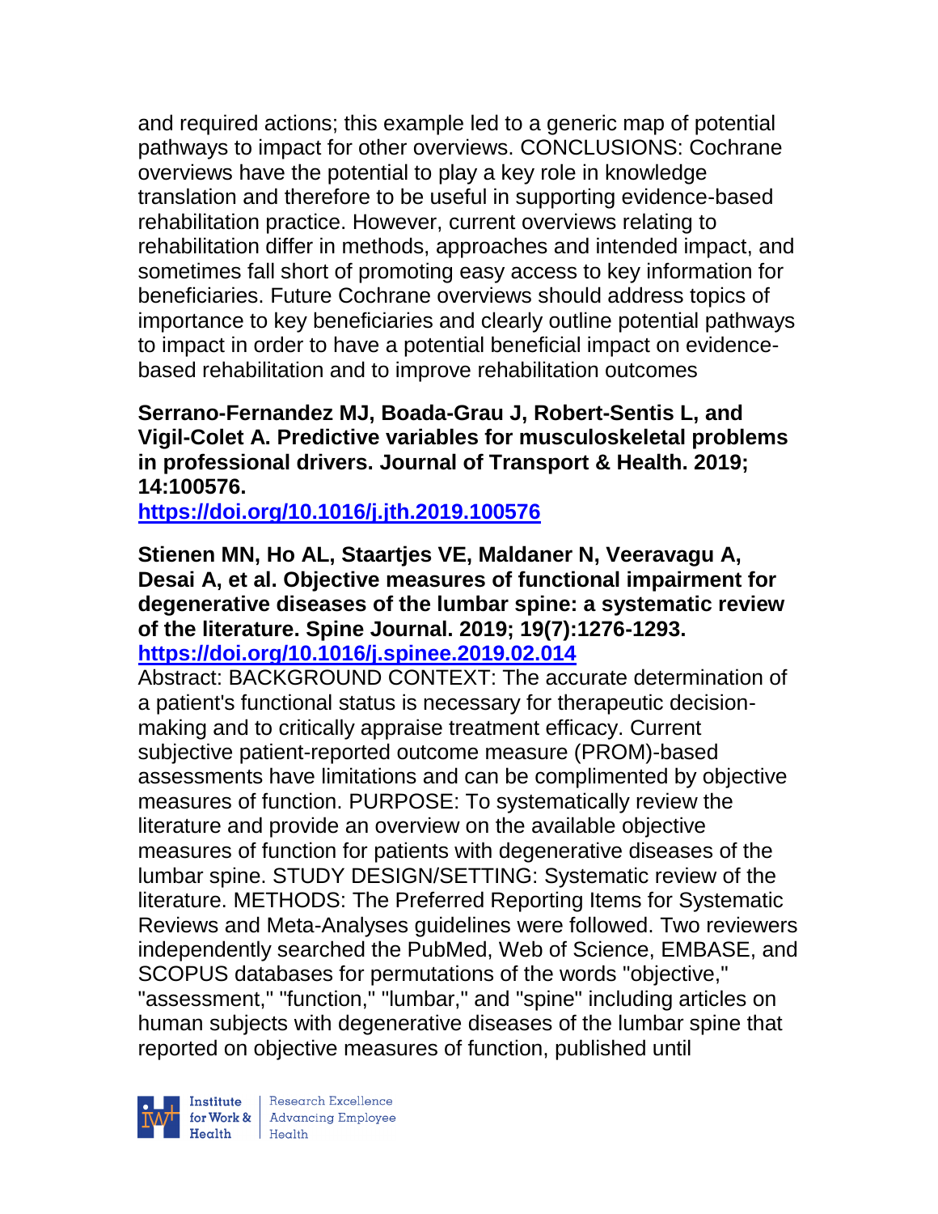and required actions; this example led to a generic map of potential pathways to impact for other overviews. CONCLUSIONS: Cochrane overviews have the potential to play a key role in knowledge translation and therefore to be useful in supporting evidence-based rehabilitation practice. However, current overviews relating to rehabilitation differ in methods, approaches and intended impact, and sometimes fall short of promoting easy access to key information for beneficiaries. Future Cochrane overviews should address topics of importance to key beneficiaries and clearly outline potential pathways to impact in order to have a potential beneficial impact on evidence-based rehabilitation and to improve rehabilitation outcomes

**Serrano-Fernandez MJ, Boada-Grau J, Robert-Sentis L, and Vigil-Colet A. Predictive variables for musculoskeletal problems in professional drivers. Journal of Transport & Health. 2019; 14:100576.**
**https://doi.org/10.1016/j.jth.2019.100576**

**Stienen MN, Ho AL, Staartjes VE, Maldaner N, Veeravagu A, Desai A, et al. Objective measures of functional impairment for degenerative diseases of the lumbar spine: a systematic review of the literature. Spine Journal. 2019; 19(7):1276-1293.**
**https://doi.org/10.1016/j.spinee.2019.02.014**

Abstract: BACKGROUND CONTEXT: The accurate determination of a patient's functional status is necessary for therapeutic decision-making and to critically appraise treatment efficacy. Current subjective patient-reported outcome measure (PROM)-based assessments have limitations and can be complimented by objective measures of function. PURPOSE: To systematically review the literature and provide an overview on the available objective measures of function for patients with degenerative diseases of the lumbar spine. STUDY DESIGN/SETTING: Systematic review of the literature. METHODS: The Preferred Reporting Items for Systematic Reviews and Meta-Analyses guidelines were followed. Two reviewers independently searched the PubMed, Web of Science, EMBASE, and SCOPUS databases for permutations of the words "objective," "assessment," "function," "lumbar," and "spine" including articles on human subjects with degenerative diseases of the lumbar spine that reported on objective measures of function, published until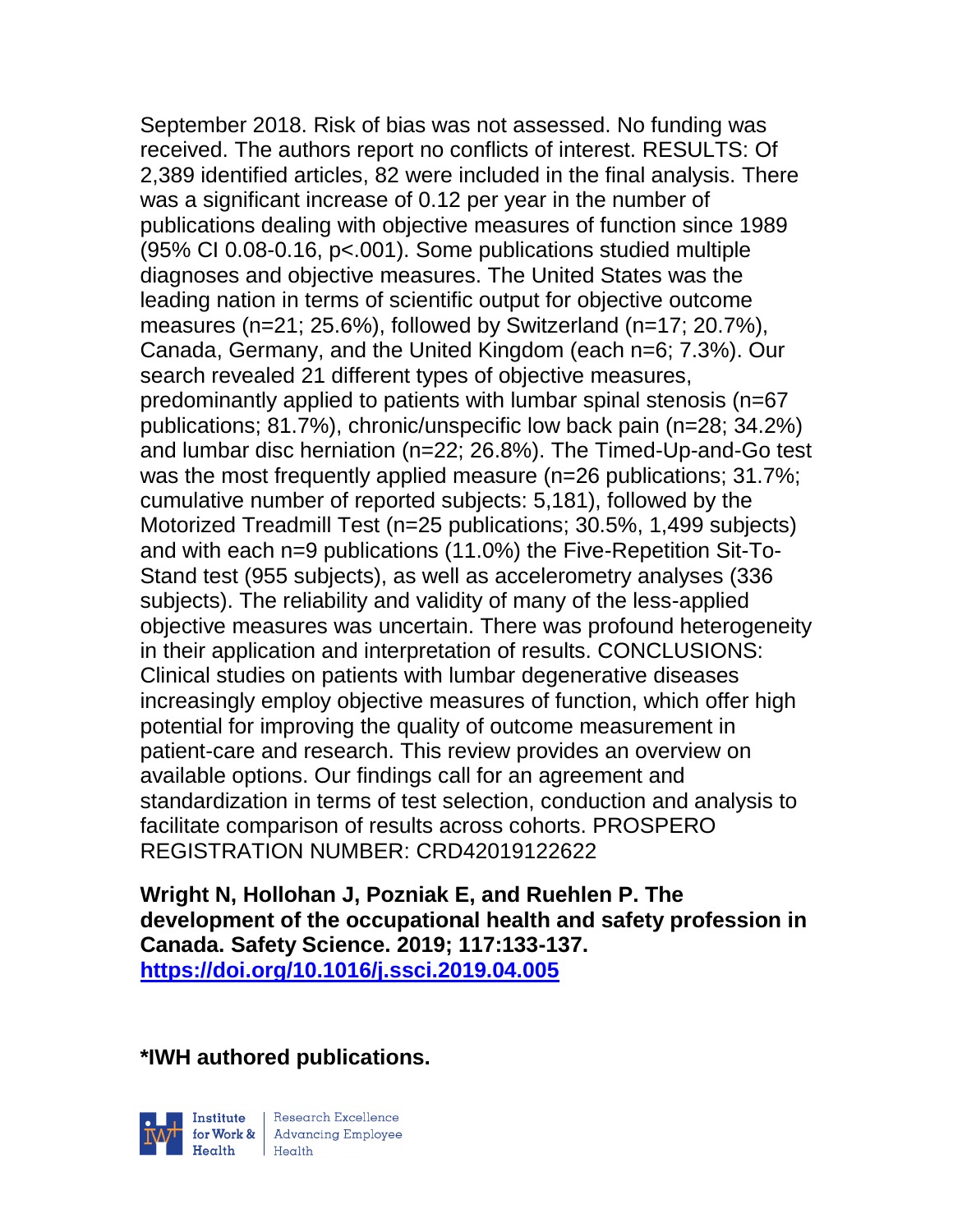September 2018. Risk of bias was not assessed. No funding was received. The authors report no conflicts of interest. RESULTS: Of 2,389 identified articles, 82 were included in the final analysis. There was a significant increase of 0.12 per year in the number of publications dealing with objective measures of function since 1989 (95% CI 0.08-0.16, p<.001). Some publications studied multiple diagnoses and objective measures. The United States was the leading nation in terms of scientific output for objective outcome measures (n=21; 25.6%), followed by Switzerland (n=17; 20.7%), Canada, Germany, and the United Kingdom (each n=6; 7.3%). Our search revealed 21 different types of objective measures, predominantly applied to patients with lumbar spinal stenosis (n=67 publications; 81.7%), chronic/unspecific low back pain (n=28; 34.2%) and lumbar disc herniation (n=22; 26.8%). The Timed-Up-and-Go test was the most frequently applied measure (n=26 publications; 31.7%; cumulative number of reported subjects: 5,181), followed by the Motorized Treadmill Test (n=25 publications; 30.5%, 1,499 subjects) and with each n=9 publications (11.0%) the Five-Repetition Sit-To-Stand test (955 subjects), as well as accelerometry analyses (336 subjects). The reliability and validity of many of the less-applied objective measures was uncertain. There was profound heterogeneity in their application and interpretation of results. CONCLUSIONS: Clinical studies on patients with lumbar degenerative diseases increasingly employ objective measures of function, which offer high potential for improving the quality of outcome measurement in patient-care and research. This review provides an overview on available options. Our findings call for an agreement and standardization in terms of test selection, conduction and analysis to facilitate comparison of results across cohorts. PROSPERO REGISTRATION NUMBER: CRD42019122622

**Wright N, Hollohan J, Pozniak E, and Ruehlen P. The development of the occupational health and safety profession in Canada. Safety Science. 2019; 117:133-137. https://doi.org/10.1016/j.ssci.2019.04.005**

**\*IWH authored publications.**